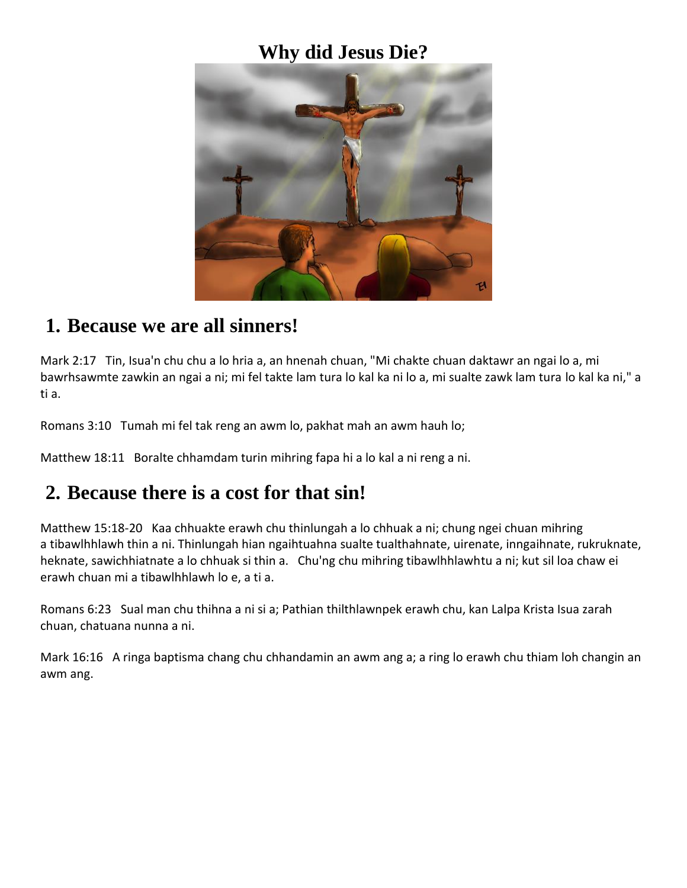# Why did Jesus Die?

## 1. Because we are all sinners!

Mark 2:17 Tin, Isua'n chu chu a lo hria a, an hnenah chuan, "Mi chakte chuan daktawr an ngai lo a, mi bawrhsawmte zawkin an ngai a ni; mi fel takte lam tura lo kal ka ni lo a, mi sualte zawk lam tura lo kal ka ni," a ti a.

Romans 3:10 Tumah mi fel tak reng an awm lo, pakhat mah an awm hauh lo;

Matthew 18:11 Boralte chhamdam turin mihring fapa hi a lo kal a ni reng a ni.

## 2. Because there is a cost for that sin!

Matthew 15:18-20 Kaa chhuakte erawh chu thinlungah a lo chhuak a ni; chung ngei chuan mihring a tibawlhhlawh thin a ni. Thinlungah hian ngaihtuahna sualte tualthahnate, uirenate, inngaihnate, rukruknate, heknate, sawichhiatnate a lo chhuak si thin a. Chu'ng chu mihring tibawlhhlawhtu a ni; kut sil loa chaw ei erawh chuan mi a tibawlhhlawh lo e, a ti a.

Romans 6:23 Sual man chu thihna a ni si a; Pathian thilthlawnpek erawh chu, kan Lalpa Krista Isua zarah chuan, chatuana nunna a ni.

Mark 16:16 A ringa baptisma chang chu chhandamin an awm ang a; a ring lo erawh chu thiam loh changin an awm ang.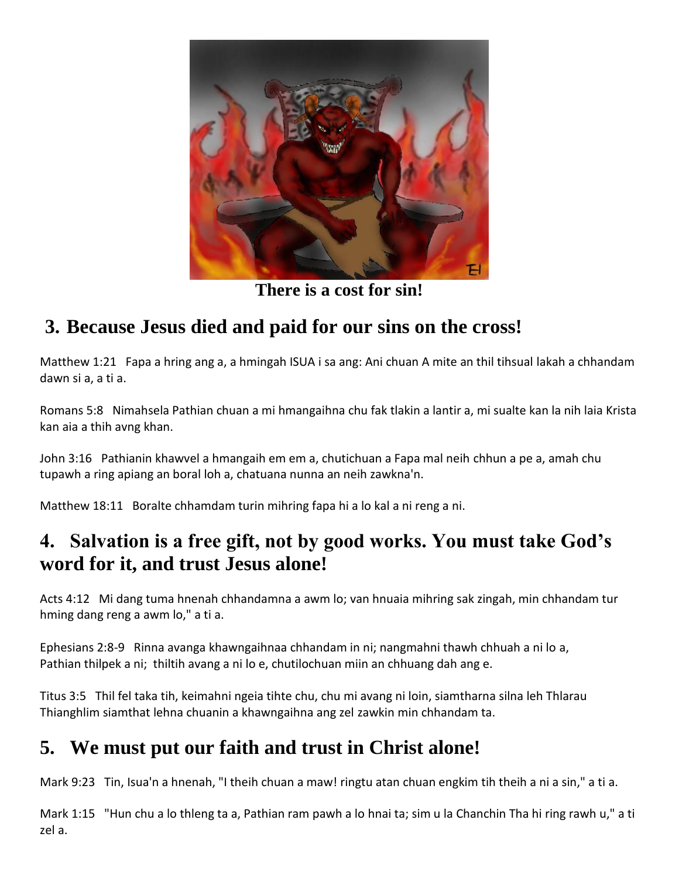There is a cost for sin!

## 3. Because Jesus died and paid for our sins on the cross!

Matthew 1:21 Fapa a hring ang a, a hmingah ISUA i sa ang: Ani chuan A mite an thil tihsual lakah a chhandam dawn si a, a ti a.

Romans 5:8 Nimahsela Pathian chuan a mi hmangaihna chu fak tlakin a lantir a, mi sualte kan la nih laia Krista kan aia a thih avng khan.

John 3:16 Pathianin khawvel a hmangaih em em a, chutichuan a Fapa mal neih chhun a pe a, amah chu tupawh a ring apiang an boral loh a, chatuana nunna an neih zawkna'n.

Matthew 18:11 Boralte chhamdam turin mihring fapa hi a lo kal a ni reng a ni.

## 4. Salvation is a free gift, not by good works. You must take God's word for it, and trust Jesus alone!

Acts 4:12 Mi dang tuma hnenah chhandamna a awm lo; van hnuaia mihring sak zingah, min chhandam tur hming dang reng a awm lo," a ti a.

Ephesians 2:8-9 Rinna avanga khawngaihnaa chhandam in ni; nangmahni thawh chhuah a ni lo a, Pathian thilpek a ni; thiltih avang a ni lo e, chutilochuan miin an chhuang dah ang e.

Titus 3:5 Thil fel taka tih, keimahni ngeia tihte chu, chu mi avang ni loin, siamtharna silna leh Thlarau Thianghlim siamthat lehna chuanin a khawngaihna ang zel zawkin min chhandam ta.

## 5. We must put our faith and trust in Christ alone!

Mark 9:23 Tin, Isua'n a hnenah, "I theih chuan a maw! ringtu atan chuan engkim tih theih a ni a sin," a ti a.

Mark 1:15 "Hun chu a lo thleng ta a, Pathian ram pawh a lo hnai ta; sim u la Chanchin Tha hi ring rawh u," a ti zel a.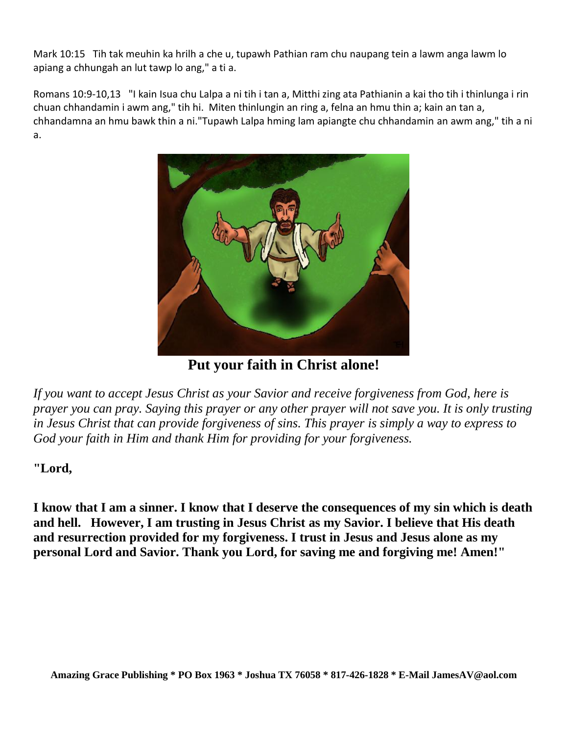Mark 10:15 Tih tak meuhin ka hrilh a che u, tupawh Pathian ram chu naupang tein a lawm anga lawm lo apiang a chhungah an lut tawp lo ang," a ti a.

Romans 10:9-10,13 "I kain Isua chu Lalpa a ni tih i tan a, Mitthi zing ata Pathianin a kai tho tih i thinlunga i rin chuan chhandamin i awm ang," tih hi. Miten thinlungin an ring a, felna an hmu thin a; kain an tan a, chhandamna an hmu bawk thin a ni."Tupawh Lalpa hming lam apiangte chu chhandamin an awm ang," tih a ni a.

**Put your faith in Christ alone!**

*If you want to accept Jesus Christ as your Savior and receive forgiveness from God, here is prayer you can pray. Saying this prayer or any other prayer will not save you. It is only trusting in Jesus Christ that can provide forgiveness of sins. This prayer is simply a way to express to God your faith in Him and thank Him for providing for your forgiveness.*

**"Lord,**

**I know that I am a sinner. I know that I deserve the consequences of my sin which is death and hell. However, I am trusting in Jesus Christ as my Savior. I believe that His death and resurrection provided for my forgiveness. I trust in Jesus and Jesus alone as my personal Lord and Savior. Thank you Lord, for saving me and forgiving me! Amen!"**

**Amazing Grace Publishing * PO Box 1963 * Joshua TX 76058 * 817-426-1828 * E-Mail JamesAV@aol.com**